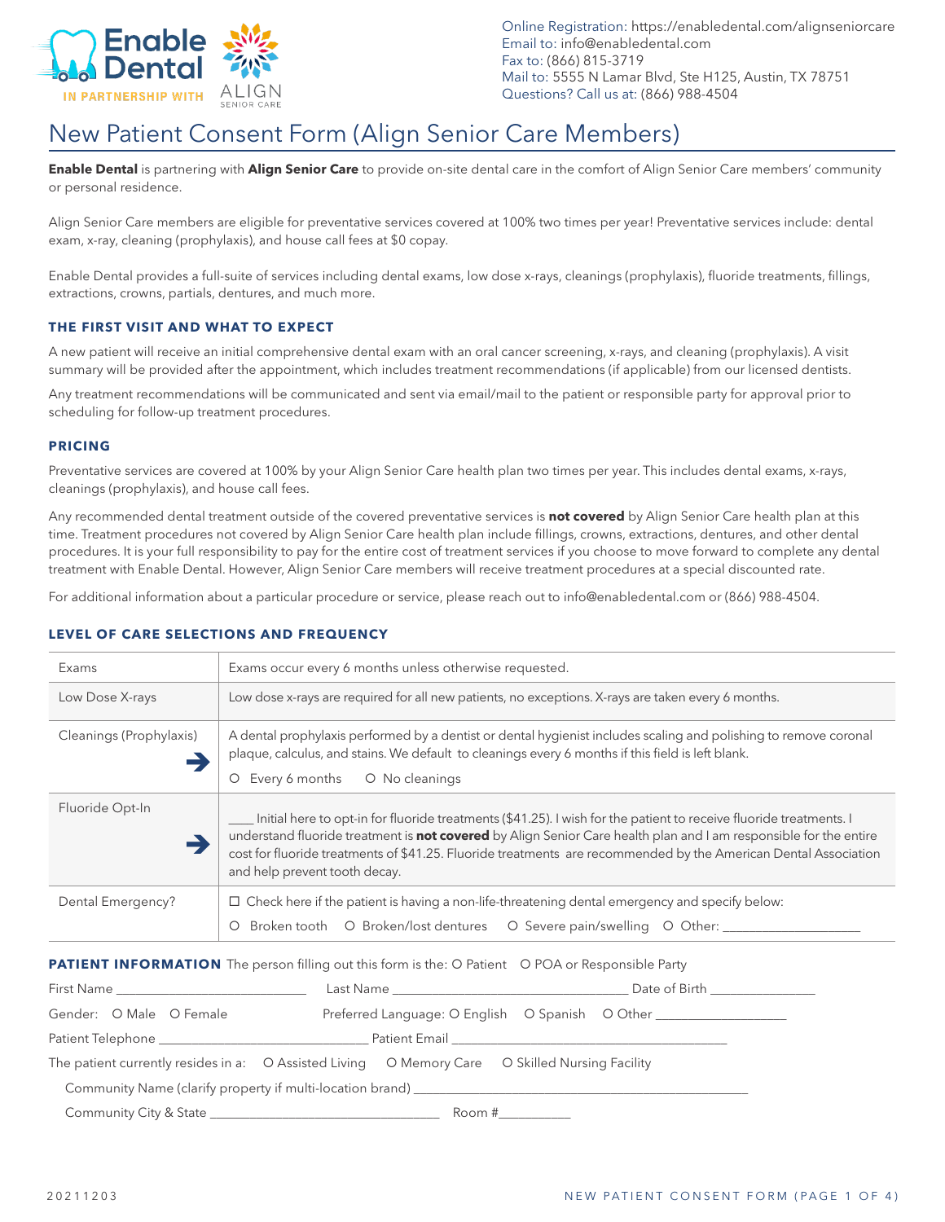Online Registration: https://enabledental.com/alignseniorcare
Email to: info@enabledental.com
Fax to: (866) 815-3719
Mail to: 5555 N Lamar Blvd, Ste H125, Austin, TX 78751
Questions? Call us at: (866) 988-4504

# New Patient Consent Form (Align Senior Care Members)

**Enable Dental** is partnering with **Align Senior Care** to provide on-site dental care in the comfort of Align Senior Care members' community or personal residence.

Align Senior Care members are eligible for preventative services covered at 100% two times per year! Preventative services include: dental exam, x-ray, cleaning (prophylaxis), and house call fees at $0 copay.

Enable Dental provides a full-suite of services including dental exams, low dose x-rays, cleanings (prophylaxis), fluoride treatments, fillings, extractions, crowns, partials, dentures, and much more.

### THE FIRST VISIT AND WHAT TO EXPECT

A new patient will receive an initial comprehensive dental exam with an oral cancer screening, x-rays, and cleaning (prophylaxis). A visit summary will be provided after the appointment, which includes treatment recommendations (if applicable) from our licensed dentists.

Any treatment recommendations will be communicated and sent via email/mail to the patient or responsible party for approval prior to scheduling for follow-up treatment procedures.

### PRICING

Preventative services are covered at 100% by your Align Senior Care health plan two times per year. This includes dental exams, x-rays, cleanings (prophylaxis), and house call fees.

Any recommended dental treatment outside of the covered preventative services is **not covered** by Align Senior Care health plan at this time. Treatment procedures not covered by Align Senior Care health plan include fillings, crowns, extractions, dentures, and other dental procedures. It is your full responsibility to pay for the entire cost of treatment services if you choose to move forward to complete any dental treatment with Enable Dental. However, Align Senior Care members will receive treatment procedures at a special discounted rate.

For additional information about a particular procedure or service, please reach out to info@enabledental.com or (866) 988-4504.

### LEVEL OF CARE SELECTIONS AND FREQUENCY

| | |
|---|---|
| Exams | Exams occur every 6 months unless otherwise requested. |
| Low Dose X-rays | Low dose x-rays are required for all new patients, no exceptions. X-rays are taken every 6 months. |
| Cleanings (Prophylaxis) ➔ | A dental prophylaxis performed by a dentist or dental hygienist includes scaling and polishing to remove coronal plaque, calculus, and stains. We default to cleanings every 6 months if this field is left blank. ○ Every 6 months ○ No cleanings |
| Fluoride Opt-In ➔ | ____ Initial here to opt-in for fluoride treatments ($41.25). I wish for the patient to receive fluoride treatments. I understand fluoride treatment is **not covered** by Align Senior Care health plan and I am responsible for the entire cost for fluoride treatments of $41.25. Fluoride treatments are recommended by the American Dental Association and help prevent tooth decay. |
| Dental Emergency? | ☐ Check here if the patient is having a non-life-threatening dental emergency and specify below: ○ Broken tooth ○ Broken/lost dentures ○ Severe pain/swelling ○ Other: ________________ |

### PATIENT INFORMATION

The person filling out this form is the: ○ Patient ○ POA or Responsible Party

First Name ______________________ Last Name ______________________________ Date of Birth ______________

Gender: ○ Male ○ Female Preferred Language: ○ English ○ Spanish ○ Other ________________

Patient Telephone __________________________ Patient Email ______________________________________

The patient currently resides in a: ○ Assisted Living ○ Memory Care ○ Skilled Nursing Facility

Community Name (clarify property if multi-location brand) ____________________________________________

Community City & State ______________________________ Room #_________

20211203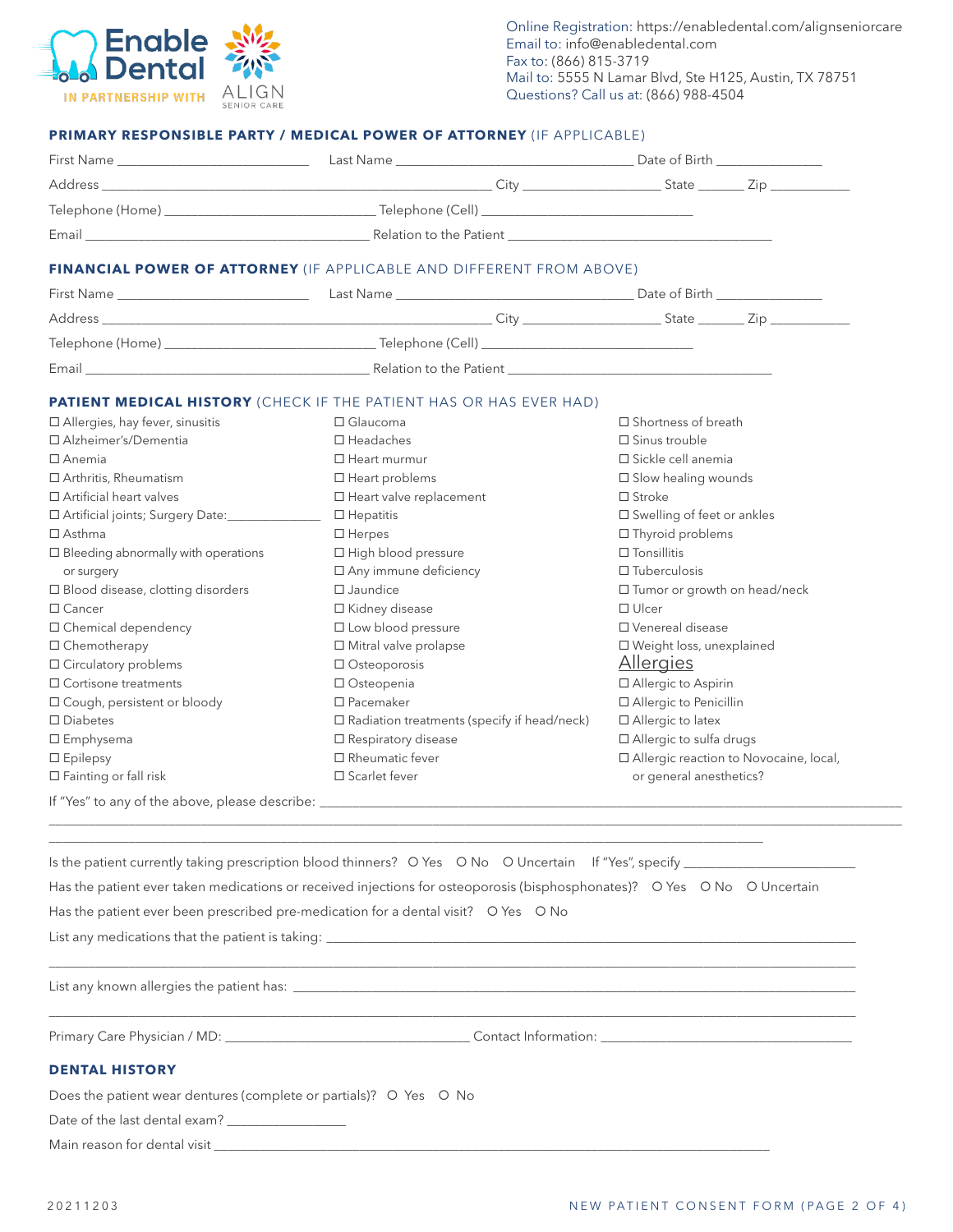Enable Dental IN PARTNERSHIP WITH ALIGN SENIOR CARE

Online Registration: https://enabledental.com/alignseniorcare
Email to: info@enabledental.com
Fax to: (866) 815-3719
Mail to: 5555 N Lamar Blvd, Ste H125, Austin, TX 78751
Questions? Call us at: (866) 988-4504

## PRIMARY RESPONSIBLE PARTY / MEDICAL POWER OF ATTORNEY (IF APPLICABLE)

First Name ____________________ Last Name ____________________ Date of Birth ____________

Address ______________________________ City ______________ State ______ Zip __________

Telephone (Home) ____________________ Telephone (Cell) ____________________

Email ____________________ Relation to the Patient ____________________

## FINANCIAL POWER OF ATTORNEY (IF APPLICABLE AND DIFFERENT FROM ABOVE)

First Name ____________________ Last Name ____________________ Date of Birth ____________

Address ______________________________ City ______________ State ______ Zip __________

Telephone (Home) ____________________ Telephone (Cell) ____________________

Email ____________________ Relation to the Patient ____________________

## PATIENT MEDICAL HISTORY (CHECK IF THE PATIENT HAS OR HAS EVER HAD)

- ☐ Allergies, hay fever, sinusitis
- ☐ Alzheimer's/Dementia
- ☐ Anemia
- ☐ Arthritis, Rheumatism
- ☐ Artificial heart valves
- ☐ Artificial joints; Surgery Date:____________
- ☐ Asthma
- ☐ Bleeding abnormally with operations or surgery
- ☐ Blood disease, clotting disorders
- ☐ Cancer
- ☐ Chemical dependency
- ☐ Chemotherapy
- ☐ Circulatory problems
- ☐ Cortisone treatments
- ☐ Cough, persistent or bloody
- ☐ Diabetes
- ☐ Emphysema
- ☐ Epilepsy
- ☐ Fainting or fall risk
- ☐ Glaucoma
- ☐ Headaches
- ☐ Heart murmur
- ☐ Heart problems
- ☐ Heart valve replacement
- ☐ Hepatitis
- ☐ Herpes
- ☐ High blood pressure
- ☐ Any immune deficiency
- ☐ Jaundice
- ☐ Kidney disease
- ☐ Low blood pressure
- ☐ Mitral valve prolapse
- ☐ Osteoporosis
- ☐ Osteopenia
- ☐ Pacemaker
- ☐ Radiation treatments (specify if head/neck)
- ☐ Respiratory disease
- ☐ Rheumatic fever
- ☐ Scarlet fever
- ☐ Shortness of breath
- ☐ Sinus trouble
- ☐ Sickle cell anemia
- ☐ Slow healing wounds
- ☐ Stroke
- ☐ Swelling of feet or ankles
- ☐ Thyroid problems
- ☐ Tonsillitis
- ☐ Tuberculosis
- ☐ Tumor or growth on head/neck
- ☐ Ulcer
- ☐ Venereal disease
- ☐ Weight loss, unexplained

**Allergies**

- ☐ Allergic to Aspirin
- ☐ Allergic to Penicillin
- ☐ Allergic to latex
- ☐ Allergic to sulfa drugs
- ☐ Allergic reaction to Novocaine, local, or general anesthetics?

If "Yes" to any of the above, please describe: ______________________________________________

______________________________________________________________________________

______________________________________________________________________________

Is the patient currently taking prescription blood thinners? O Yes O No O Uncertain If "Yes", specify ____________

Has the patient ever taken medications or received injections for osteoporosis (bisphosphonates)? O Yes O No O Uncertain

Has the patient ever been prescribed pre-medication for a dental visit? O Yes O No

List any medications that the patient is taking: ______________________________________________

______________________________________________________________________________

List any known allergies the patient has: ______________________________________________

______________________________________________________________________________

Primary Care Physician / MD: ____________________ Contact Information: ____________________

## DENTAL HISTORY

Does the patient wear dentures (complete or partials)? O Yes O No

Date of the last dental exam? ____________

Main reason for dental visit ______________________________________________

20211203

NEW PATIENT CONSENT FORM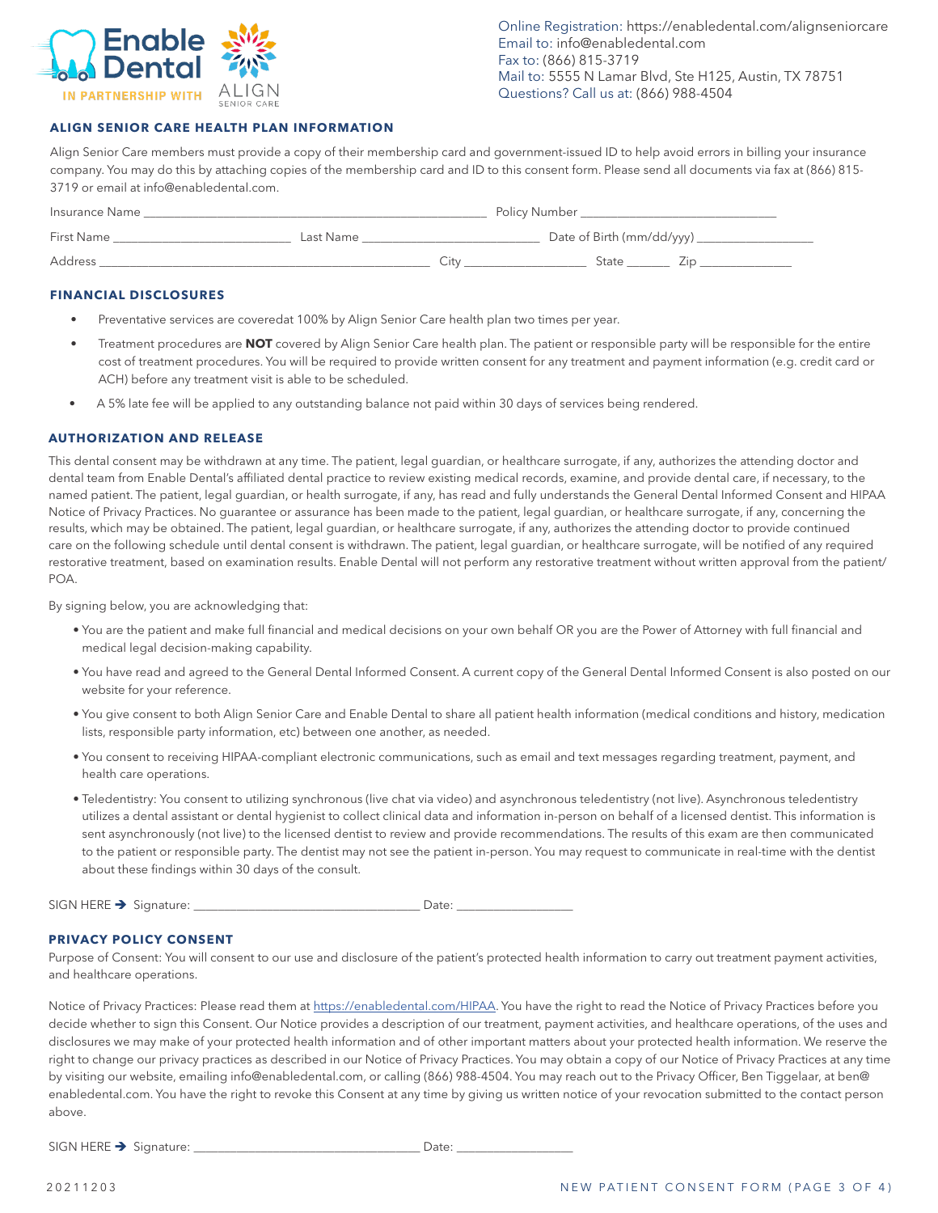Enable Dental IN PARTNERSHIP WITH ALIGN SENIOR CARE

Online Registration: https://enabledental.com/alignseniorcare
Email to: info@enabledental.com
Fax to: (866) 815-3719
Mail to: 5555 N Lamar Blvd, Ste H125, Austin, TX 78751
Questions? Call us at: (866) 988-4504

## ALIGN SENIOR CARE HEALTH PLAN INFORMATION

Align Senior Care members must provide a copy of their membership card and government-issued ID to help avoid errors in billing your insurance company. You may do this by attaching copies of the membership card and ID to this consent form. Please send all documents via fax at (866) 815-3719 or email at info@enabledental.com.

Insurance Name ______________________________ Policy Number ____________________

First Name ____________________ Last Name ____________________ Date of Birth (mm/dd/yyy) ______________

Address ______________________________ City ______________ State ______ Zip ____________

## FINANCIAL DISCLOSURES

- Preventative services are coveredat 100% by Align Senior Care health plan two times per year.
- Treatment procedures are **NOT** covered by Align Senior Care health plan. The patient or responsible party will be responsible for the entire cost of treatment procedures. You will be required to provide written consent for any treatment and payment information (e.g. credit card or ACH) before any treatment visit is able to be scheduled.
- A 5% late fee will be applied to any outstanding balance not paid within 30 days of services being rendered.

## AUTHORIZATION AND RELEASE

This dental consent may be withdrawn at any time. The patient, legal guardian, or healthcare surrogate, if any, authorizes the attending doctor and dental team from Enable Dental's affiliated dental practice to review existing medical records, examine, and provide dental care, if necessary, to the named patient. The patient, legal guardian, or health surrogate, if any, has read and fully understands the General Dental Informed Consent and HIPAA Notice of Privacy Practices. No guarantee or assurance has been made to the patient, legal guardian, or healthcare surrogate, if any, concerning the results, which may be obtained. The patient, legal guardian, or healthcare surrogate, if any, authorizes the attending doctor to provide continued care on the following schedule until dental consent is withdrawn. The patient, legal guardian, or healthcare surrogate, will be notified of any required restorative treatment, based on examination results. Enable Dental will not perform any restorative treatment without written approval from the patient/POA.

By signing below, you are acknowledging that:

- You are the patient and make full financial and medical decisions on your own behalf OR you are the Power of Attorney with full financial and medical legal decision-making capability.
- You have read and agreed to the General Dental Informed Consent. A current copy of the General Dental Informed Consent is also posted on our website for your reference.
- You give consent to both Align Senior Care and Enable Dental to share all patient health information (medical conditions and history, medication lists, responsible party information, etc) between one another, as needed.
- You consent to receiving HIPAA-compliant electronic communications, such as email and text messages regarding treatment, payment, and health care operations.
- Teledentistry: You consent to utilizing synchronous (live chat via video) and asynchronous teledentistry (not live). Asynchronous teledentistry utilizes a dental assistant or dental hygienist to collect clinical data and information in-person on behalf of a licensed dentist. This information is sent asynchronously (not live) to the licensed dentist to review and provide recommendations. The results of this exam are then communicated to the patient or responsible party. The dentist may not see the patient in-person. You may request to communicate in real-time with the dentist about these findings within 30 days of the consult.

SIGN HERE ➔ Signature: ______________________________ Date: ______________

## PRIVACY POLICY CONSENT

Purpose of Consent: You will consent to our use and disclosure of the patient's protected health information to carry out treatment payment activities, and healthcare operations.

Notice of Privacy Practices: Please read them at https://enabledental.com/HIPAA. You have the right to read the Notice of Privacy Practices before you decide whether to sign this Consent. Our Notice provides a description of our treatment, payment activities, and healthcare operations, of the uses and disclosures we may make of your protected health information and of other important matters about your protected health information. We reserve the right to change our privacy practices as described in our Notice of Privacy Practices. You may obtain a copy of our Notice of Privacy Practices at any time by visiting our website, emailing info@enabledental.com, or calling (866) 988-4504. You may reach out to the Privacy Officer, Ben Tiggelaar, at ben@enabledental.com. You have the right to revoke this Consent at any time by giving us written notice of your revocation submitted to the contact person above.

SIGN HERE ➔ Signature: ______________________________ Date: ______________

20211203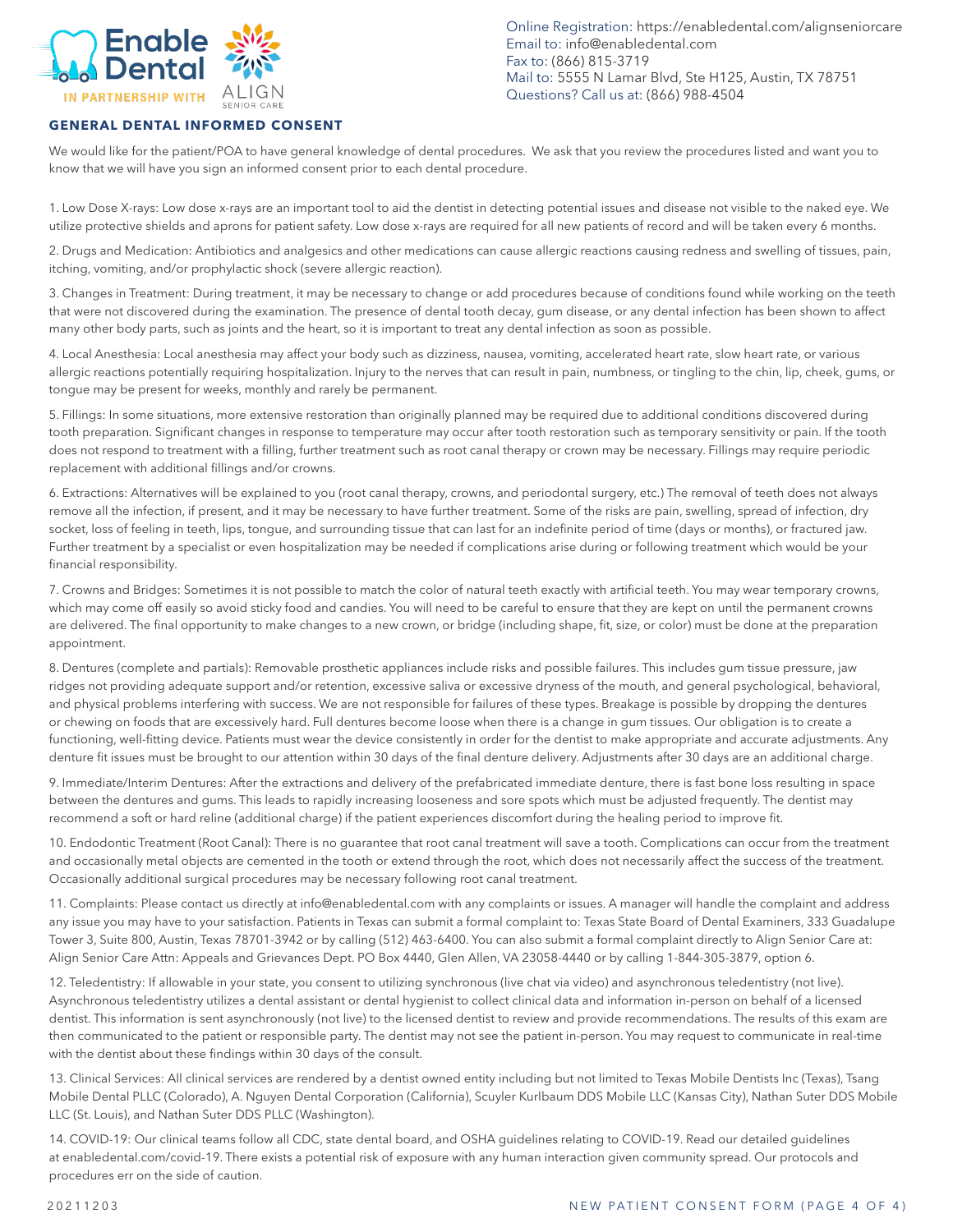Enable Dental

IN PARTNERSHIP WITH ALIGN SENIOR CARE

Online Registration: https://enabledental.com/alignseniorcare
Email to: info@enabledental.com
Fax to: (866) 815-3719
Mail to: 5555 N Lamar Blvd, Ste H125, Austin, TX 78751
Questions? Call us at: (866) 988-4504

## GENERAL DENTAL INFORMED CONSENT

We would like for the patient/POA to have general knowledge of dental procedures. We ask that you review the procedures listed and want you to know that we will have you sign an informed consent prior to each dental procedure.

1. Low Dose X-rays: Low dose x-rays are an important tool to aid the dentist in detecting potential issues and disease not visible to the naked eye. We utilize protective shields and aprons for patient safety. Low dose x-rays are required for all new patients of record and will be taken every 6 months.

2. Drugs and Medication: Antibiotics and analgesics and other medications can cause allergic reactions causing redness and swelling of tissues, pain, itching, vomiting, and/or prophylactic shock (severe allergic reaction).

3. Changes in Treatment: During treatment, it may be necessary to change or add procedures because of conditions found while working on the teeth that were not discovered during the examination. The presence of dental tooth decay, gum disease, or any dental infection has been shown to affect many other body parts, such as joints and the heart, so it is important to treat any dental infection as soon as possible.

4. Local Anesthesia: Local anesthesia may affect your body such as dizziness, nausea, vomiting, accelerated heart rate, slow heart rate, or various allergic reactions potentially requiring hospitalization. Injury to the nerves that can result in pain, numbness, or tingling to the chin, lip, cheek, gums, or tongue may be present for weeks, monthly and rarely be permanent.

5. Fillings: In some situations, more extensive restoration than originally planned may be required due to additional conditions discovered during tooth preparation. Significant changes in response to temperature may occur after tooth restoration such as temporary sensitivity or pain. If the tooth does not respond to treatment with a filling, further treatment such as root canal therapy or crown may be necessary. Fillings may require periodic replacement with additional fillings and/or crowns.

6. Extractions: Alternatives will be explained to you (root canal therapy, crowns, and periodontal surgery, etc.) The removal of teeth does not always remove all the infection, if present, and it may be necessary to have further treatment. Some of the risks are pain, swelling, spread of infection, dry socket, loss of feeling in teeth, lips, tongue, and surrounding tissue that can last for an indefinite period of time (days or months), or fractured jaw. Further treatment by a specialist or even hospitalization may be needed if complications arise during or following treatment which would be your financial responsibility.

7. Crowns and Bridges: Sometimes it is not possible to match the color of natural teeth exactly with artificial teeth. You may wear temporary crowns, which may come off easily so avoid sticky food and candies. You will need to be careful to ensure that they are kept on until the permanent crowns are delivered. The final opportunity to make changes to a new crown, or bridge (including shape, fit, size, or color) must be done at the preparation appointment.

8. Dentures (complete and partials): Removable prosthetic appliances include risks and possible failures. This includes gum tissue pressure, jaw ridges not providing adequate support and/or retention, excessive saliva or excessive dryness of the mouth, and general psychological, behavioral, and physical problems interfering with success. We are not responsible for failures of these types. Breakage is possible by dropping the dentures or chewing on foods that are excessively hard. Full dentures become loose when there is a change in gum tissues. Our obligation is to create a functioning, well-fitting device. Patients must wear the device consistently in order for the dentist to make appropriate and accurate adjustments. Any denture fit issues must be brought to our attention within 30 days of the final denture delivery. Adjustments after 30 days are an additional charge.

9. Immediate/Interim Dentures: After the extractions and delivery of the prefabricated immediate denture, there is fast bone loss resulting in space between the dentures and gums. This leads to rapidly increasing looseness and sore spots which must be adjusted frequently. The dentist may recommend a soft or hard reline (additional charge) if the patient experiences discomfort during the healing period to improve fit.

10. Endodontic Treatment (Root Canal): There is no guarantee that root canal treatment will save a tooth. Complications can occur from the treatment and occasionally metal objects are cemented in the tooth or extend through the root, which does not necessarily affect the success of the treatment. Occasionally additional surgical procedures may be necessary following root canal treatment.

11. Complaints: Please contact us directly at info@enabledental.com with any complaints or issues. A manager will handle the complaint and address any issue you may have to your satisfaction. Patients in Texas can submit a formal complaint to: Texas State Board of Dental Examiners, 333 Guadalupe Tower 3, Suite 800, Austin, Texas 78701-3942 or by calling (512) 463-6400. You can also submit a formal complaint directly to Align Senior Care at: Align Senior Care Attn: Appeals and Grievances Dept. PO Box 4440, Glen Allen, VA 23058-4440 or by calling 1-844-305-3879, option 6.

12. Teledentistry: If allowable in your state, you consent to utilizing synchronous (live chat via video) and asynchronous teledentistry (not live). Asynchronous teledentistry utilizes a dental assistant or dental hygienist to collect clinical data and information in-person on behalf of a licensed dentist. This information is sent asynchronously (not live) to the licensed dentist to review and provide recommendations. The results of this exam are then communicated to the patient or responsible party. The dentist may not see the patient in-person. You may request to communicate in real-time with the dentist about these findings within 30 days of the consult.

13. Clinical Services: All clinical services are rendered by a dentist owned entity including but not limited to Texas Mobile Dentists Inc (Texas), Tsang Mobile Dental PLLC (Colorado), A. Nguyen Dental Corporation (California), Scuyler Kurlbaum DDS Mobile LLC (Kansas City), Nathan Suter DDS Mobile LLC (St. Louis), and Nathan Suter DDS PLLC (Washington).

14. COVID-19: Our clinical teams follow all CDC, state dental board, and OSHA guidelines relating to COVID-19. Read our detailed guidelines at enabledental.com/covid-19. There exists a potential risk of exposure with any human interaction given community spread. Our protocols and procedures err on the side of caution.

20211203 NEW PATIENT CONSENT FORM